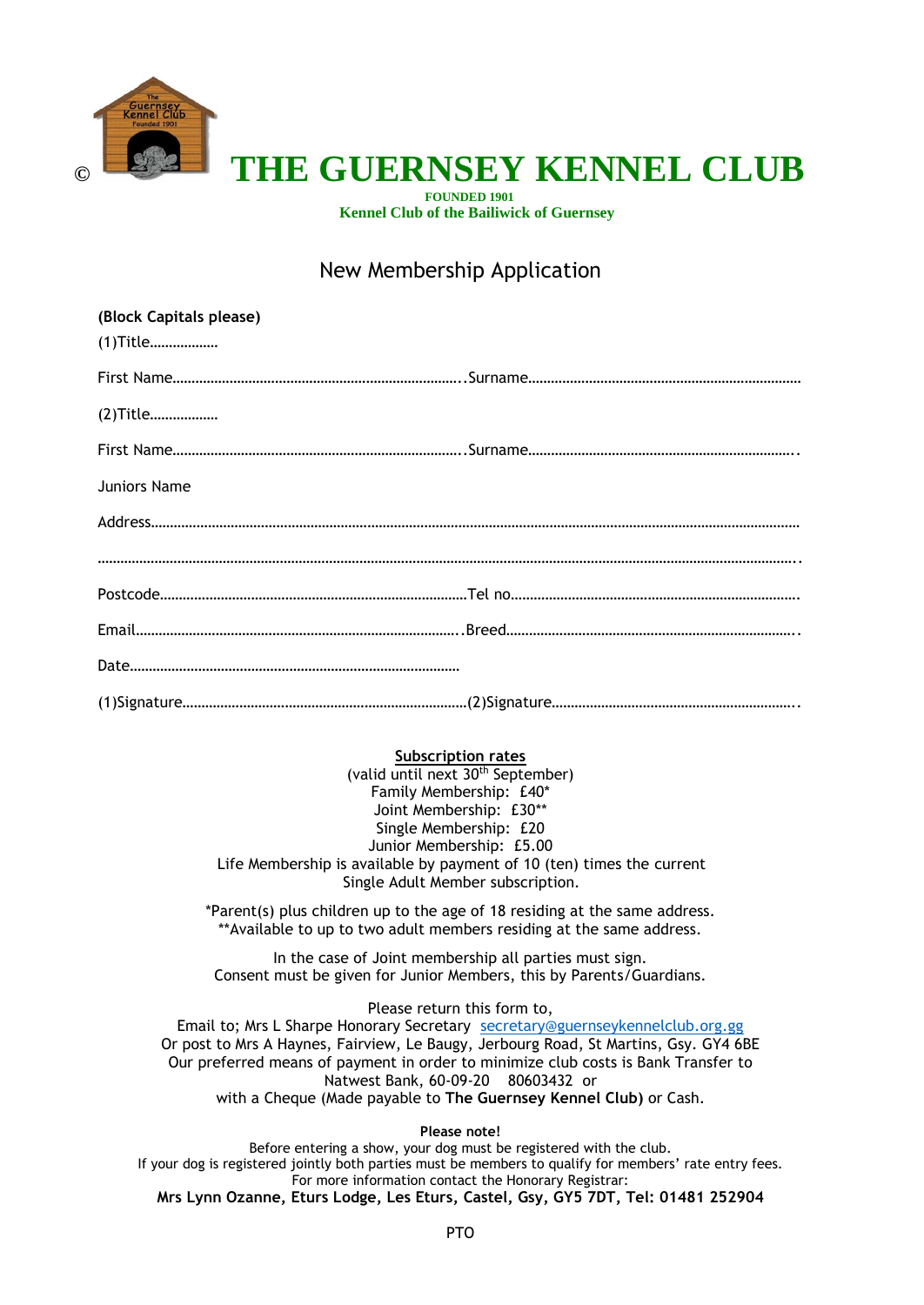© 

# THE GUERNSEY KENNEL CLUB

**FOUNDED 1901**
**Kennel Club of the Bailiwick of Guernsey**

## New Membership Application

**(Block Capitals please)**

(1)Title………………

First Name………………………………………………………………..Surname……………………………………………………………

(2)Title………………

First Name………………………………………………………………..Surname…………………………………………………………..

Juniors Name

Address………………………………………………………………………………………………………………………………………………

……………………………………………………………………………………………………………………………………………………………..

Postcode………………………………………………………………………Tel no………………………………………………………………….

Email…………………………………………………………………………..Breed………………………………………………………………..

Date……………………………………………………………………………

(1)Signature………………………………………………………………(2)Signature……………………………………………………..

**Subscription rates**
(valid until next 30th September)
Family Membership: £40*
Joint Membership: £30**
Single Membership: £20
Junior Membership: £5.00
Life Membership is available by payment of 10 (ten) times the current Single Adult Member subscription.

*Parent(s) plus children up to the age of 18 residing at the same address.
**Available to up to two adult members residing at the same address.

In the case of Joint membership all parties must sign.
Consent must be given for Junior Members, this by Parents/Guardians.

Please return this form to,
Email to; Mrs L Sharpe Honorary Secretary secretary@guernseykennelclub.org.gg
Or post to Mrs A Haynes, Fairview, Le Baugy, Jerbourg Road, St Martins, Gsy. GY4 6BE
Our preferred means of payment in order to minimize club costs is Bank Transfer to Natwest Bank, 60-09-20 80603432 or
with a Cheque (Made payable to **The Guernsey Kennel Club)** or Cash.

**Please note!**
Before entering a show, your dog must be registered with the club.
If your dog is registered jointly both parties must be members to qualify for members' rate entry fees.
For more information contact the Honorary Registrar:
**Mrs Lynn Ozanne, Eturs Lodge, Les Eturs, Castel, Gsy, GY5 7DT, Tel: 01481 252904**

PTO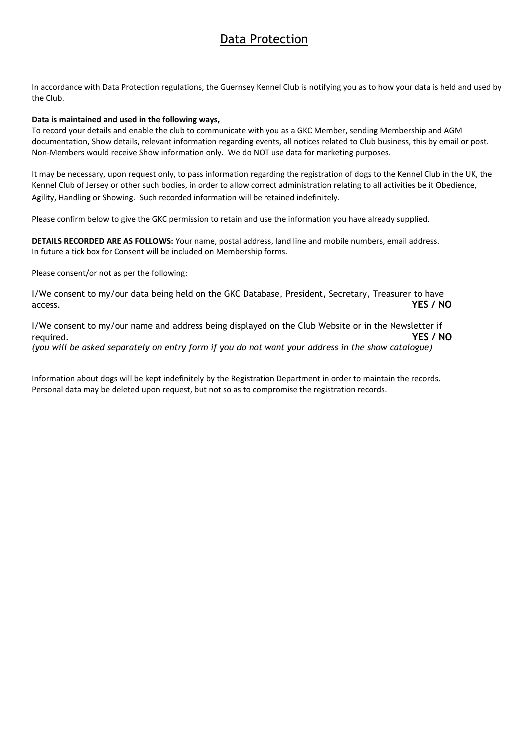# Data Protection

In accordance with Data Protection regulations, the Guernsey Kennel Club is notifying you as to how your data is held and used by the Club.

**Data is maintained and used in the following ways,**
To record your details and enable the club to communicate with you as a GKC Member, sending Membership and AGM documentation, Show details, relevant information regarding events, all notices related to Club business, this by email or post. Non-Members would receive Show information only. We do NOT use data for marketing purposes.

It may be necessary, upon request only, to pass information regarding the registration of dogs to the Kennel Club in the UK, the Kennel Club of Jersey or other such bodies, in order to allow correct administration relating to all activities be it Obedience, Agility, Handling or Showing. Such recorded information will be retained indefinitely.

Please confirm below to give the GKC permission to retain and use the information you have already supplied.

**DETAILS RECORDED ARE AS FOLLOWS:** Your name, postal address, land line and mobile numbers, email address.
In future a tick box for Consent will be included on Membership forms.

Please consent/or not as per the following:

I/We consent to my/our data being held on the GKC Database, President, Secretary, Treasurer to have access. **YES / NO**

I/We consent to my/our name and address being displayed on the Club Website or in the Newsletter if required. **YES / NO**
*(you will be asked separately on entry form if you do not want your address in the show catalogue)*

Information about dogs will be kept indefinitely by the Registration Department in order to maintain the records.
Personal data may be deleted upon request, but not so as to compromise the registration records.